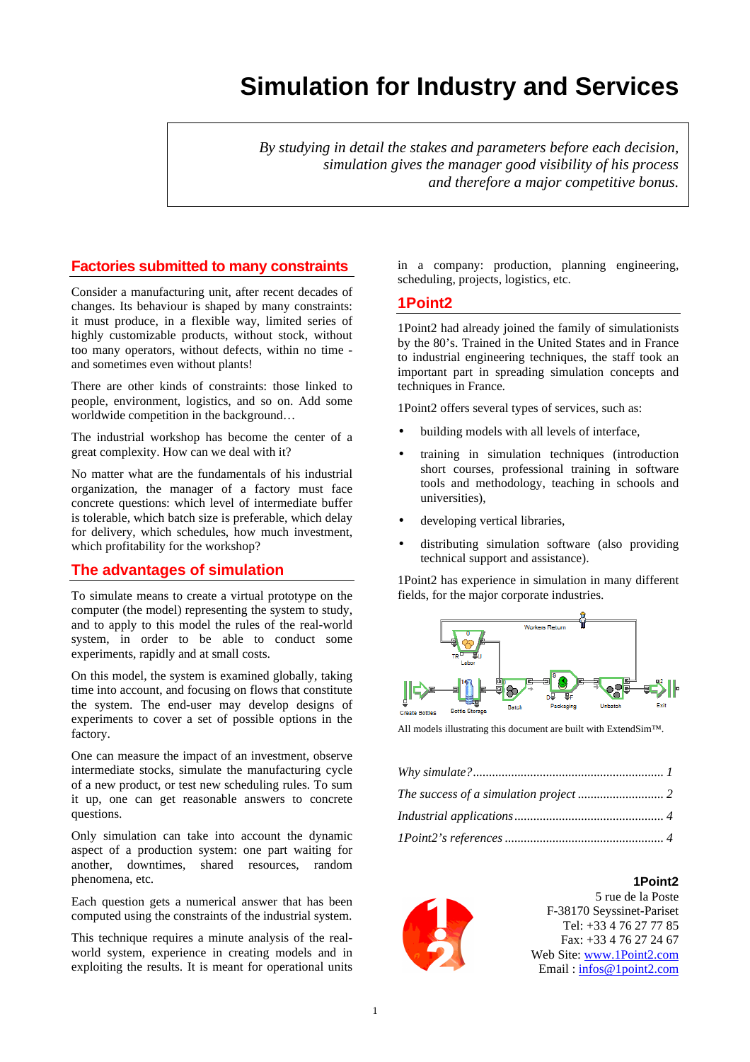# Simulation for Industry and Services

*By studying in detail the stakes and parameters before each decision, simulation gives the manager good visibility of his process and therefore a major competitive bonus.*

## Factories submitted to many constraints

Consider a manufacturing unit, after recent decades of changes. Its behaviour is shaped by many constraints: it must produce, in a flexible way, limited series of highly customizable products, without stock, without too many operators, without defects, within no time - and sometimes even without plants!

There are other kinds of constraints: those linked to people, environment, logistics, and so on. Add some worldwide competition in the background…

The industrial workshop has become the center of a great complexity. How can we deal with it?

No matter what are the fundamentals of his industrial organization, the manager of a factory must face concrete questions: which level of intermediate buffer is tolerable, which batch size is preferable, which delay for delivery, which schedules, how much investment, which profitability for the workshop?

## The advantages of simulation

To simulate means to create a virtual prototype on the computer (the model) representing the system to study, and to apply to this model the rules of the real-world system, in order to be able to conduct some experiments, rapidly and at small costs.

On this model, the system is examined globally, taking time into account, and focusing on flows that constitute the system. The end-user may develop designs of experiments to cover a set of possible options in the factory.

One can measure the impact of an investment, observe intermediate stocks, simulate the manufacturing cycle of a new product, or test new scheduling rules. To sum it up, one can get reasonable answers to concrete questions.

Only simulation can take into account the dynamic aspect of a production system: one part waiting for another, downtimes, shared resources, random phenomena, etc.

Each question gets a numerical answer that has been computed using the constraints of the industrial system.

This technique requires a minute analysis of the real-world system, experience in creating models and in exploiting the results. It is meant for operational units in a company: production, planning engineering, scheduling, projects, logistics, etc.

## 1Point2

1Point2 had already joined the family of simulationists by the 80's. Trained in the United States and in France to industrial engineering techniques, the staff took an important part in spreading simulation concepts and techniques in France.

1Point2 offers several types of services, such as:

- building models with all levels of interface,
- training in simulation techniques (introduction short courses, professional training in software tools and methodology, teaching in schools and universities),
- developing vertical libraries,
- distributing simulation software (also providing technical support and assistance).

1Point2 has experience in simulation in many different fields, for the major corporate industries.

All models illustrating this document are built with ExtendSim™.

*Why simulate?* ........................................................ *1*
*The success of a simulation project* ........................... *2*
*Industrial applications* ............................................. *4*
*1Point2's references* ................................................ *4*

**1Point2**
5 rue de la Poste
F-38170 Seyssinet-Pariset
Tel: +33 4 76 27 77 85
Fax: +33 4 76 27 24 67
Web Site: www.1Point2.com
Email : infos@1point2.com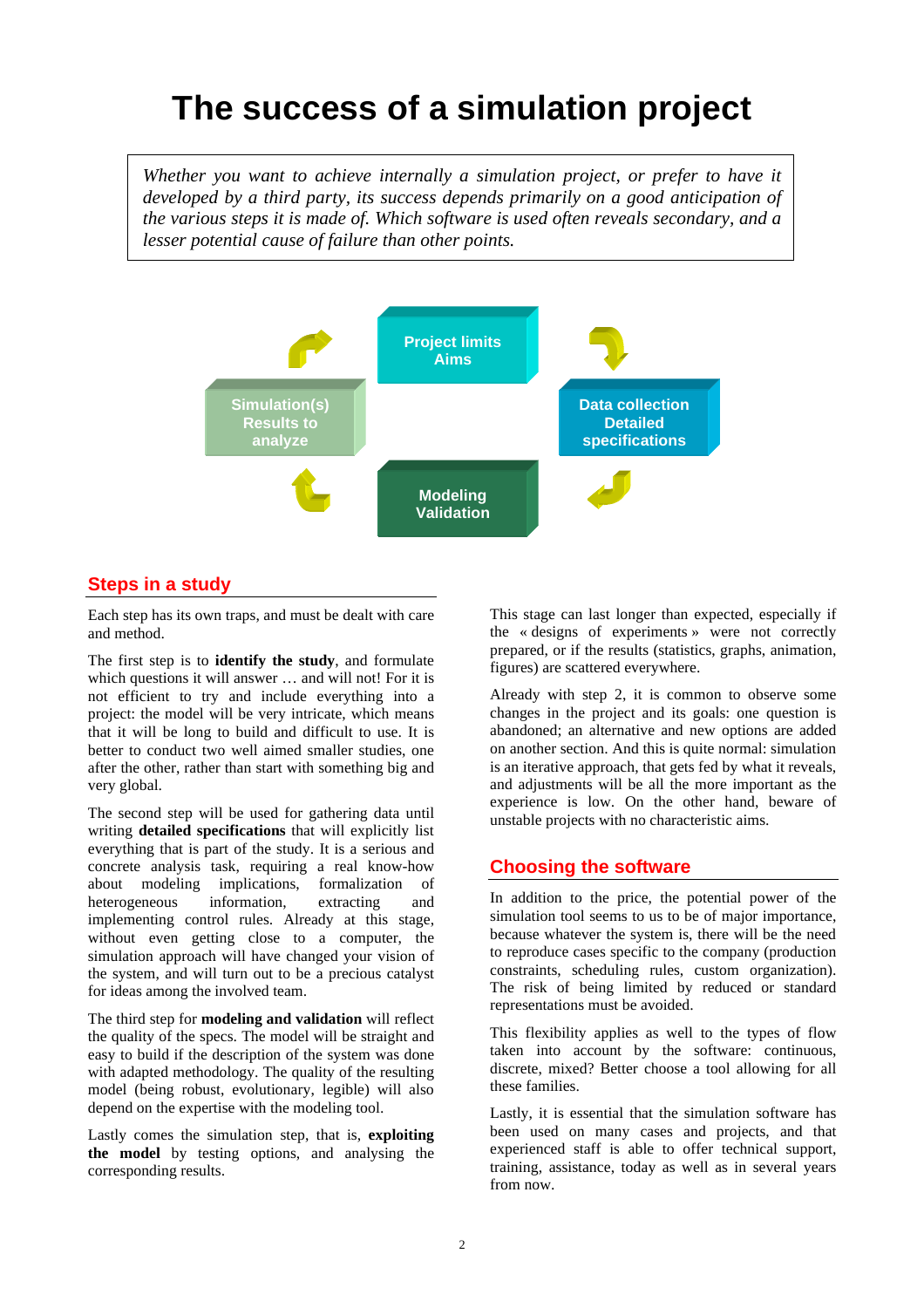# The success of a simulation project

*Whether you want to achieve internally a simulation project, or prefer to have it developed by a third party, its success depends primarily on a good anticipation of the various steps it is made of. Which software is used often reveals secondary, and a lesser potential cause of failure than other points.*

Project limits
Aims

Data collection
Detailed specifications

Modeling
Validation

Simulation(s)
Results to analyze

## Steps in a study

Each step has its own traps, and must be dealt with care and method.

The first step is to **identify the study**, and formulate which questions it will answer … and will not! For it is not efficient to try and include everything into a project: the model will be very intricate, which means that it will be long to build and difficult to use. It is better to conduct two well aimed smaller studies, one after the other, rather than start with something big and very global.

The second step will be used for gathering data until writing **detailed specifications** that will explicitly list everything that is part of the study. It is a serious and concrete analysis task, requiring a real know-how about modeling implications, formalization of heterogeneous information, extracting and implementing control rules. Already at this stage, without even getting close to a computer, the simulation approach will have changed your vision of the system, and will turn out to be a precious catalyst for ideas among the involved team.

The third step for **modeling and validation** will reflect the quality of the specs. The model will be straight and easy to build if the description of the system was done with adapted methodology. The quality of the resulting model (being robust, evolutionary, legible) will also depend on the expertise with the modeling tool.

Lastly comes the simulation step, that is, **exploiting the model** by testing options, and analysing the corresponding results.

This stage can last longer than expected, especially if the « designs of experiments » were not correctly prepared, or if the results (statistics, graphs, animation, figures) are scattered everywhere.

Already with step 2, it is common to observe some changes in the project and its goals: one question is abandoned; an alternative and new options are added on another section. And this is quite normal: simulation is an iterative approach, that gets fed by what it reveals, and adjustments will be all the more important as the experience is low. On the other hand, beware of unstable projects with no characteristic aims.

## Choosing the software

In addition to the price, the potential power of the simulation tool seems to us to be of major importance, because whatever the system is, there will be the need to reproduce cases specific to the company (production constraints, scheduling rules, custom organization). The risk of being limited by reduced or standard representations must be avoided.

This flexibility applies as well to the types of flow taken into account by the software: continuous, discrete, mixed? Better choose a tool allowing for all these families.

Lastly, it is essential that the simulation software has been used on many cases and projects, and that experienced staff is able to offer technical support, training, assistance, today as well as in several years from now.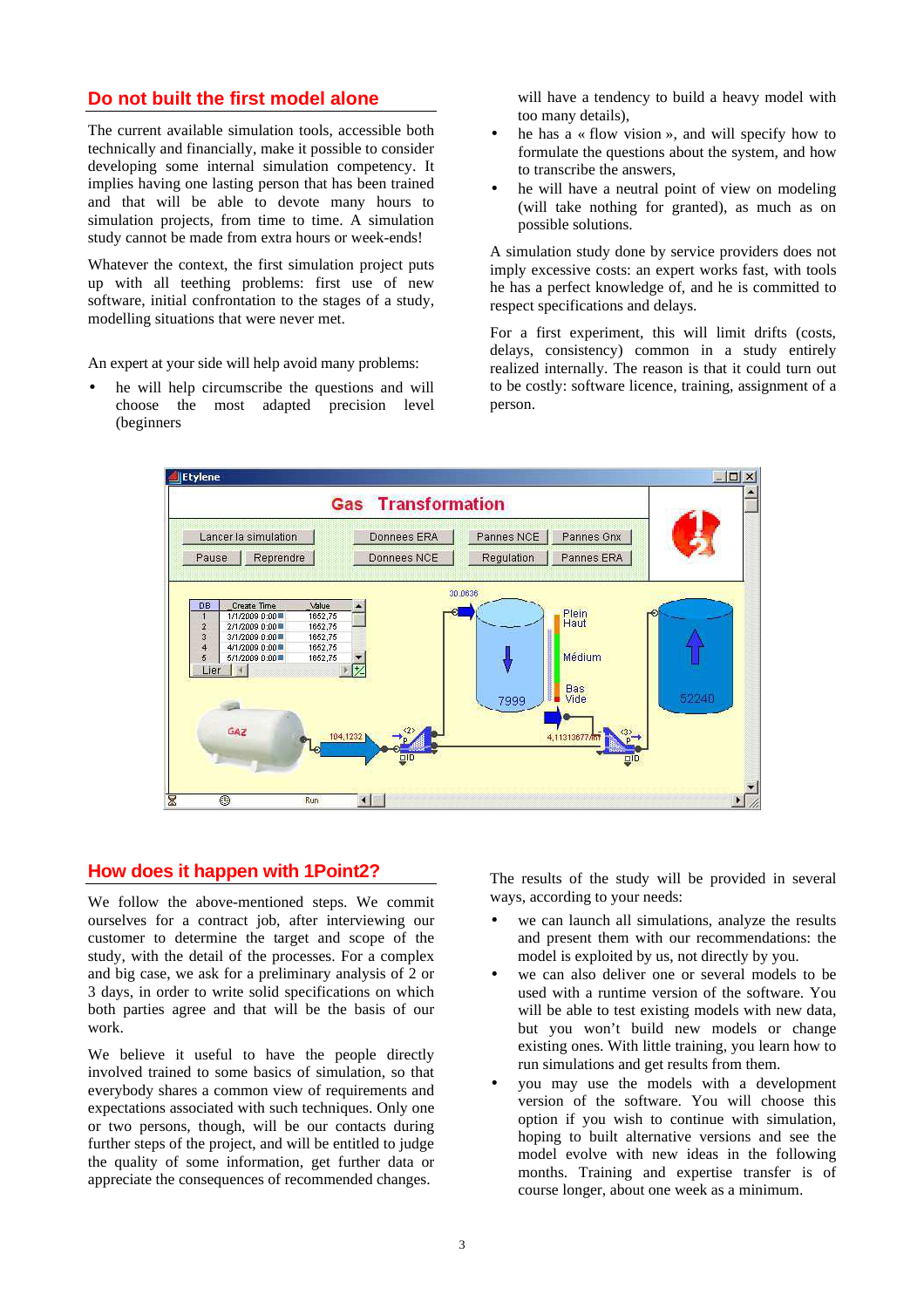## Do not built the first model alone

The current available simulation tools, accessible both technically and financially, make it possible to consider developing some internal simulation competency. It implies having one lasting person that has been trained and that will be able to devote many hours to simulation projects, from time to time. A simulation study cannot be made from extra hours or week-ends!

Whatever the context, the first simulation project puts up with all teething problems: first use of new software, initial confrontation to the stages of a study, modelling situations that were never met.

An expert at your side will help avoid many problems:

- he will help circumscribe the questions and will choose the most adapted precision level (beginners will have a tendency to build a heavy model with too many details),
- he has a « flow vision », and will specify how to formulate the questions about the system, and how to transcribe the answers,
- he will have a neutral point of view on modeling (will take nothing for granted), as much as on possible solutions.

A simulation study done by service providers does not imply excessive costs: an expert works fast, with tools he has a perfect knowledge of, and he is committed to respect specifications and delays.

For a first experiment, this will limit drifts (costs, delays, consistency) common in a study entirely realized internally. The reason is that it could turn out to be costly: software licence, training, assignment of a person.

## How does it happen with 1Point2?

We follow the above-mentioned steps. We commit ourselves for a contract job, after interviewing our customer to determine the target and scope of the study, with the detail of the processes. For a complex and big case, we ask for a preliminary analysis of 2 or 3 days, in order to write solid specifications on which both parties agree and that will be the basis of our work.

We believe it useful to have the people directly involved trained to some basics of simulation, so that everybody shares a common view of requirements and expectations associated with such techniques. Only one or two persons, though, will be our contacts during further steps of the project, and will be entitled to judge the quality of some information, get further data or appreciate the consequences of recommended changes.

The results of the study will be provided in several ways, according to your needs:

- we can launch all simulations, analyze the results and present them with our recommendations: the model is exploited by us, not directly by you.
- we can also deliver one or several models to be used with a runtime version of the software. You will be able to test existing models with new data, but you won't build new models or change existing ones. With little training, you learn how to run simulations and get results from them.
- you may use the models with a development version of the software. You will choose this option if you wish to continue with simulation, hoping to built alternative versions and see the model evolve with new ideas in the following months. Training and expertise transfer is of course longer, about one week as a minimum.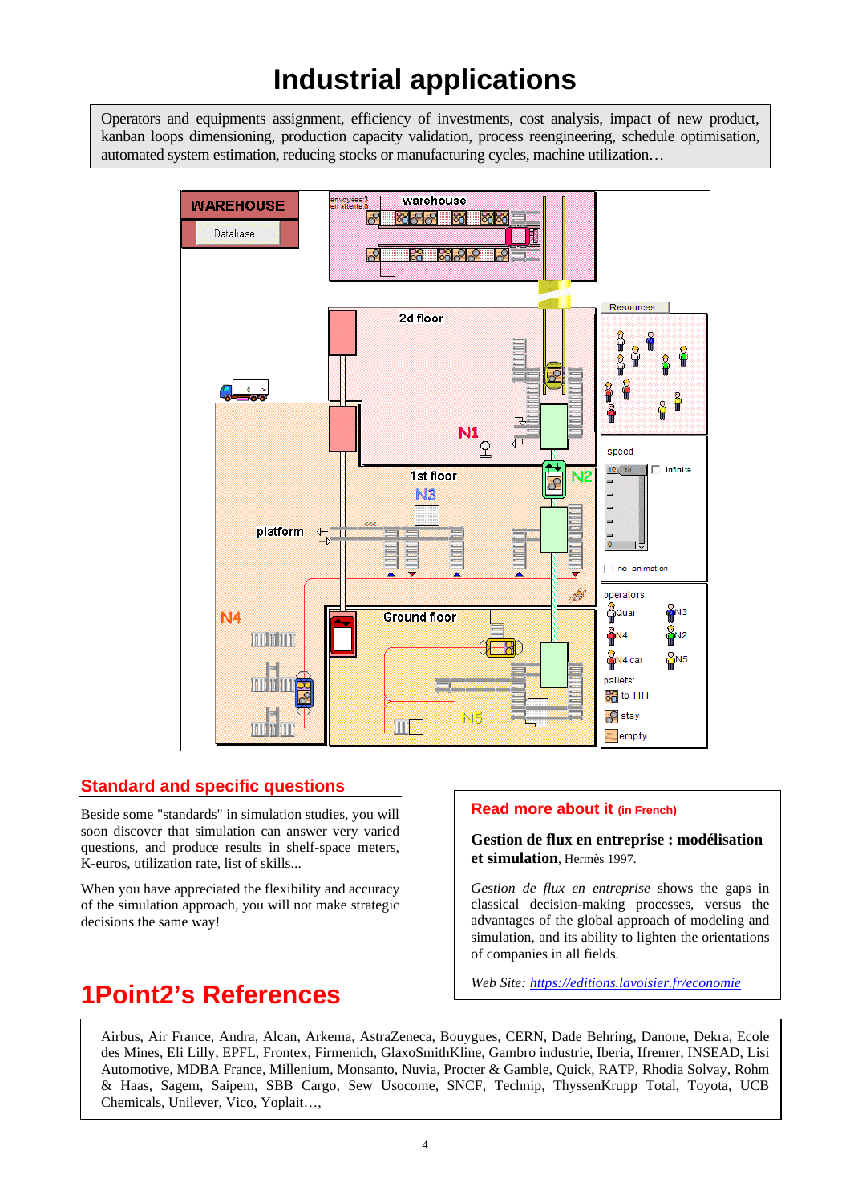# Industrial applications

Operators and equipments assignment, efficiency of investments, cost analysis, impact of new product, kanban loops dimensioning, production capacity validation, process reengineering, schedule optimisation, automated system estimation, reducing stocks or manufacturing cycles, machine utilization…

## Standard and specific questions

Beside some "standards" in simulation studies, you will soon discover that simulation can answer very varied questions, and produce results in shelf-space meters, K-euros, utilization rate, list of skills...

When you have appreciated the flexibility and accuracy of the simulation approach, you will not make strategic decisions the same way!

### Read more about it (in French)

**Gestion de flux en entreprise : modélisation et simulation**, Hermès 1997.

*Gestion de flux en entreprise* shows the gaps in classical decision-making processes, versus the advantages of the global approach of modeling and simulation, and its ability to lighten the orientations of companies in all fields.

*Web Site: https://editions.lavoisier.fr/economie*

# 1Point2's References

Airbus, Air France, Andra, Alcan, Arkema, AstraZeneca, Bouygues, CERN, Dade Behring, Danone, Dekra, Ecole des Mines, Eli Lilly, EPFL, Frontex, Firmenich, GlaxoSmithKline, Gambro industrie, Iberia, Ifremer, INSEAD, Lisi Automotive, MDBA France, Millenium, Monsanto, Nuvia, Procter & Gamble, Quick, RATP, Rhodia Solvay, Rohm & Haas, Sagem, Saipem, SBB Cargo, Sew Usocome, SNCF, Technip, ThyssenKrupp Total, Toyota, UCB Chemicals, Unilever, Vico, Yoplait…,